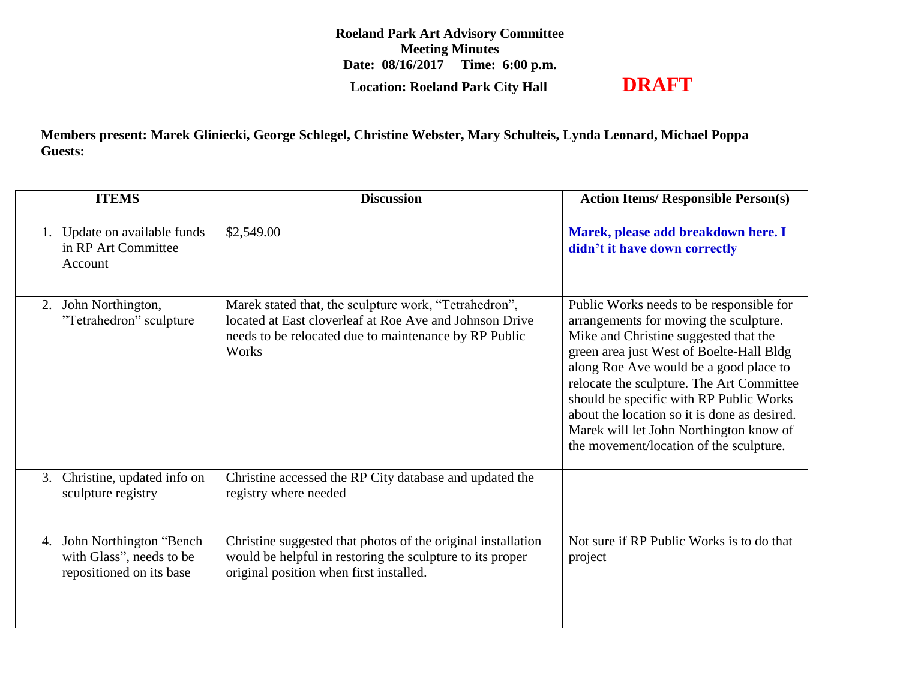**Roeland Park Art Advisory Committee**
**Meeting Minutes**
**Date: 08/16/2017 Time: 6:00 p.m.**
**Location: Roeland Park City Hall**

**DRAFT**

**Members present: Marek Gliniecki, George Schlegel, Christine Webster, Mary Schulteis, Lynda Leonard, Michael Poppa**
**Guests:**

| ITEMS | Discussion | Action Items/ Responsible Person(s) |
|---|---|---|
| 1. Update on available funds in RP Art Committee Account | $2,549.00 | **Marek, please add breakdown here. I didn't it have down correctly** |
| 2. John Northington, "Tetrahedron" sculpture | Marek stated that, the sculpture work, "Tetrahedron", located at East cloverleaf at Roe Ave and Johnson Drive needs to be relocated due to maintenance by RP Public Works | Public Works needs to be responsible for arrangements for moving the sculpture. Mike and Christine suggested that the green area just West of Boelte-Hall Bldg along Roe Ave would be a good place to relocate the sculpture. The Art Committee should be specific with RP Public Works about the location so it is done as desired. Marek will let John Northington know of the movement/location of the sculpture. |
| 3. Christine, updated info on sculpture registry | Christine accessed the RP City database and updated the registry where needed | |
| 4. John Northington "Bench with Glass", needs to be repositioned on its base | Christine suggested that photos of the original installation would be helpful in restoring the sculpture to its proper original position when first installed. | Not sure if RP Public Works is to do that project |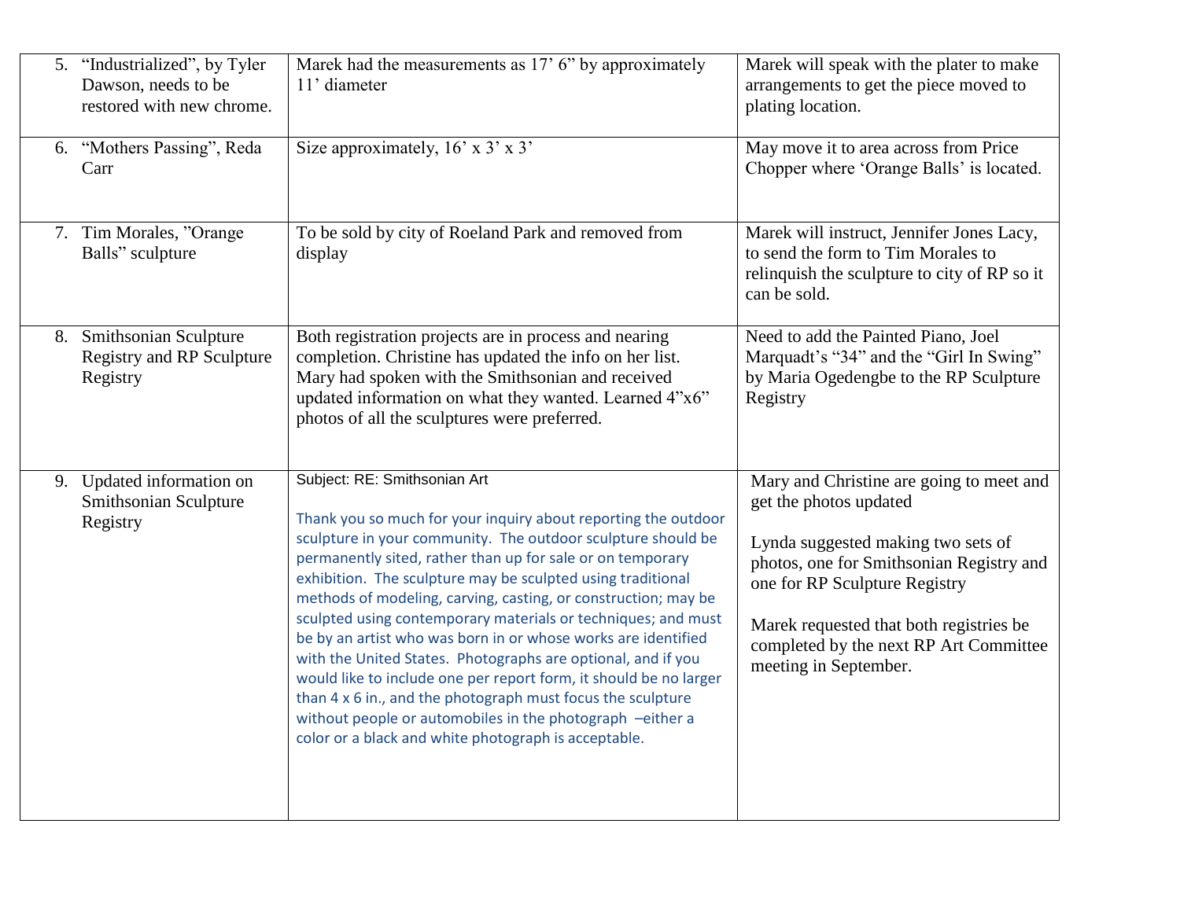| | | |
|---|---|---|
| 5. "Industrialized", by Tyler Dawson, needs to be restored with new chrome. | Marek had the measurements as 17' 6" by approximately 11' diameter | Marek will speak with the plater to make arrangements to get the piece moved to plating location. |
| 6. "Mothers Passing", Reda Carr | Size approximately, 16' x 3' x 3' | May move it to area across from Price Chopper where 'Orange Balls' is located. |
| 7. Tim Morales, "Orange Balls" sculpture | To be sold by city of Roeland Park and removed from display | Marek will instruct, Jennifer Jones Lacy, to send the form to Tim Morales to relinquish the sculpture to city of RP so it can be sold. |
| 8. Smithsonian Sculpture Registry and RP Sculpture Registry | Both registration projects are in process and nearing completion. Christine has updated the info on her list. Mary had spoken with the Smithsonian and received updated information on what they wanted. Learned 4"x6" photos of all the sculptures were preferred. | Need to add the Painted Piano, Joel Marquadt's "34" and the "Girl In Swing" by Maria Ogedengbe to the RP Sculpture Registry |
| 9. Updated information on Smithsonian Sculpture Registry | Subject: RE: Smithsonian Art<br><br>Thank you so much for your inquiry about reporting the outdoor sculpture in your community. The outdoor sculpture should be permanently sited, rather than up for sale or on temporary exhibition. The sculpture may be sculpted using traditional methods of modeling, carving, casting, or construction; may be sculpted using contemporary materials or techniques; and must be by an artist who was born in or whose works are identified with the United States. Photographs are optional, and if you would like to include one per report form, it should be no larger than 4 x 6 in., and the photograph must focus the sculpture without people or automobiles in the photograph –either a color or a black and white photograph is acceptable. | Mary and Christine are going to meet and get the photos updated<br><br>Lynda suggested making two sets of photos, one for Smithsonian Registry and one for RP Sculpture Registry<br><br>Marek requested that both registries be completed by the next RP Art Committee meeting in September. |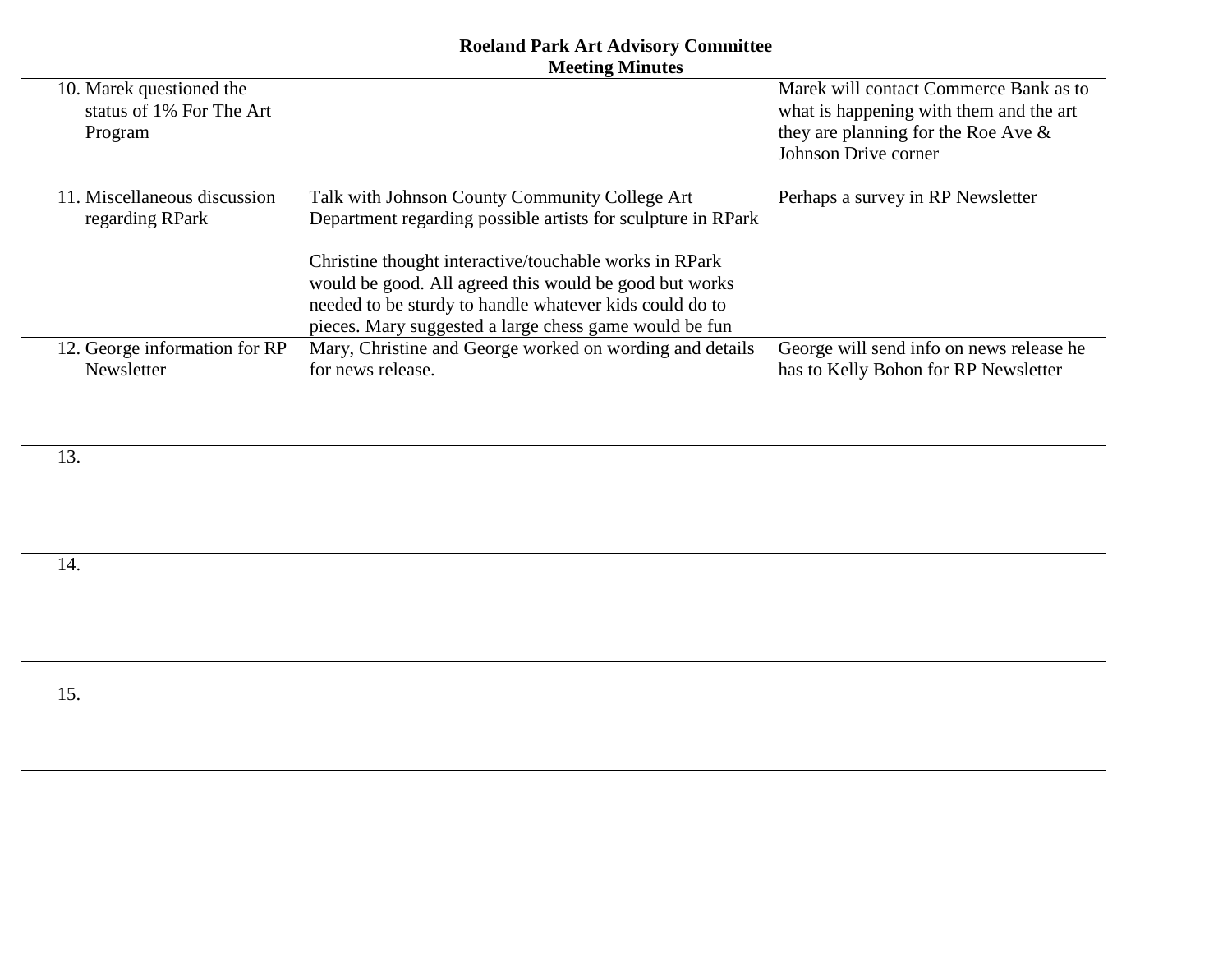**Roeland Park Art Advisory Committee**
**Meeting Minutes**

| | | |
|---|---|---|
| 10. Marek questioned the status of 1% For The Art Program | | Marek will contact Commerce Bank as to what is happening with them and the art they are planning for the Roe Ave & Johnson Drive corner |
| 11. Miscellaneous discussion regarding RPark | Talk with Johnson County Community College Art Department regarding possible artists for sculpture in RPark<br><br>Christine thought interactive/touchable works in RPark would be good. All agreed this would be good but works needed to be sturdy to handle whatever kids could do to pieces. Mary suggested a large chess game would be fun | Perhaps a survey in RP Newsletter |
| 12. George information for RP Newsletter | Mary, Christine and George worked on wording and details for news release. | George will send info on news release he has to Kelly Bohon for RP Newsletter |
| 13. | | |
| 14. | | |
| 15. | | |